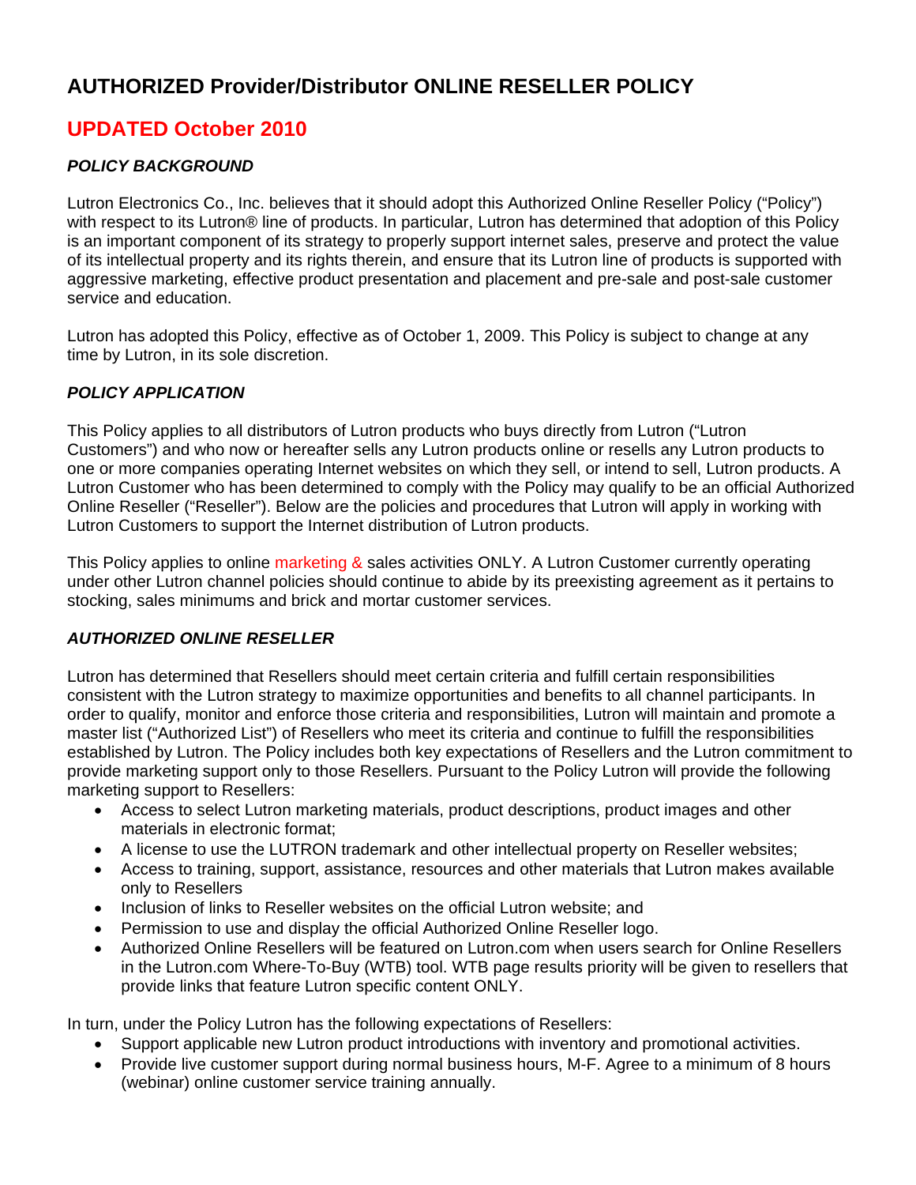# AUTHORIZED Provider/Distributor ONLINE RESELLER POLICY

## UPDATED October 2010

### *POLICY BACKGROUND*

Lutron Electronics Co., Inc. believes that it should adopt this Authorized Online Reseller Policy ("Policy") with respect to its Lutron® line of products. In particular, Lutron has determined that adoption of this Policy is an important component of its strategy to properly support internet sales, preserve and protect the value of its intellectual property and its rights therein, and ensure that its Lutron line of products is supported with aggressive marketing, effective product presentation and placement and pre-sale and post-sale customer service and education.

Lutron has adopted this Policy, effective as of October 1, 2009. This Policy is subject to change at any time by Lutron, in its sole discretion.

### *POLICY APPLICATION*

This Policy applies to all distributors of Lutron products who buys directly from Lutron ("Lutron Customers") and who now or hereafter sells any Lutron products online or resells any Lutron products to one or more companies operating Internet websites on which they sell, or intend to sell, Lutron products. A Lutron Customer who has been determined to comply with the Policy may qualify to be an official Authorized Online Reseller ("Reseller"). Below are the policies and procedures that Lutron will apply in working with Lutron Customers to support the Internet distribution of Lutron products.

This Policy applies to online marketing & sales activities ONLY. A Lutron Customer currently operating under other Lutron channel policies should continue to abide by its preexisting agreement as it pertains to stocking, sales minimums and brick and mortar customer services.

### *AUTHORIZED ONLINE RESELLER*

Lutron has determined that Resellers should meet certain criteria and fulfill certain responsibilities consistent with the Lutron strategy to maximize opportunities and benefits to all channel participants. In order to qualify, monitor and enforce those criteria and responsibilities, Lutron will maintain and promote a master list ("Authorized List") of Resellers who meet its criteria and continue to fulfill the responsibilities established by Lutron. The Policy includes both key expectations of Resellers and the Lutron commitment to provide marketing support only to those Resellers. Pursuant to the Policy Lutron will provide the following marketing support to Resellers:

- Access to select Lutron marketing materials, product descriptions, product images and other materials in electronic format;
- A license to use the LUTRON trademark and other intellectual property on Reseller websites;
- Access to training, support, assistance, resources and other materials that Lutron makes available only to Resellers
- Inclusion of links to Reseller websites on the official Lutron website; and
- Permission to use and display the official Authorized Online Reseller logo.
- Authorized Online Resellers will be featured on Lutron.com when users search for Online Resellers in the Lutron.com Where-To-Buy (WTB) tool. WTB page results priority will be given to resellers that provide links that feature Lutron specific content ONLY.

In turn, under the Policy Lutron has the following expectations of Resellers:

- Support applicable new Lutron product introductions with inventory and promotional activities.
- Provide live customer support during normal business hours, M-F. Agree to a minimum of 8 hours (webinar) online customer service training annually.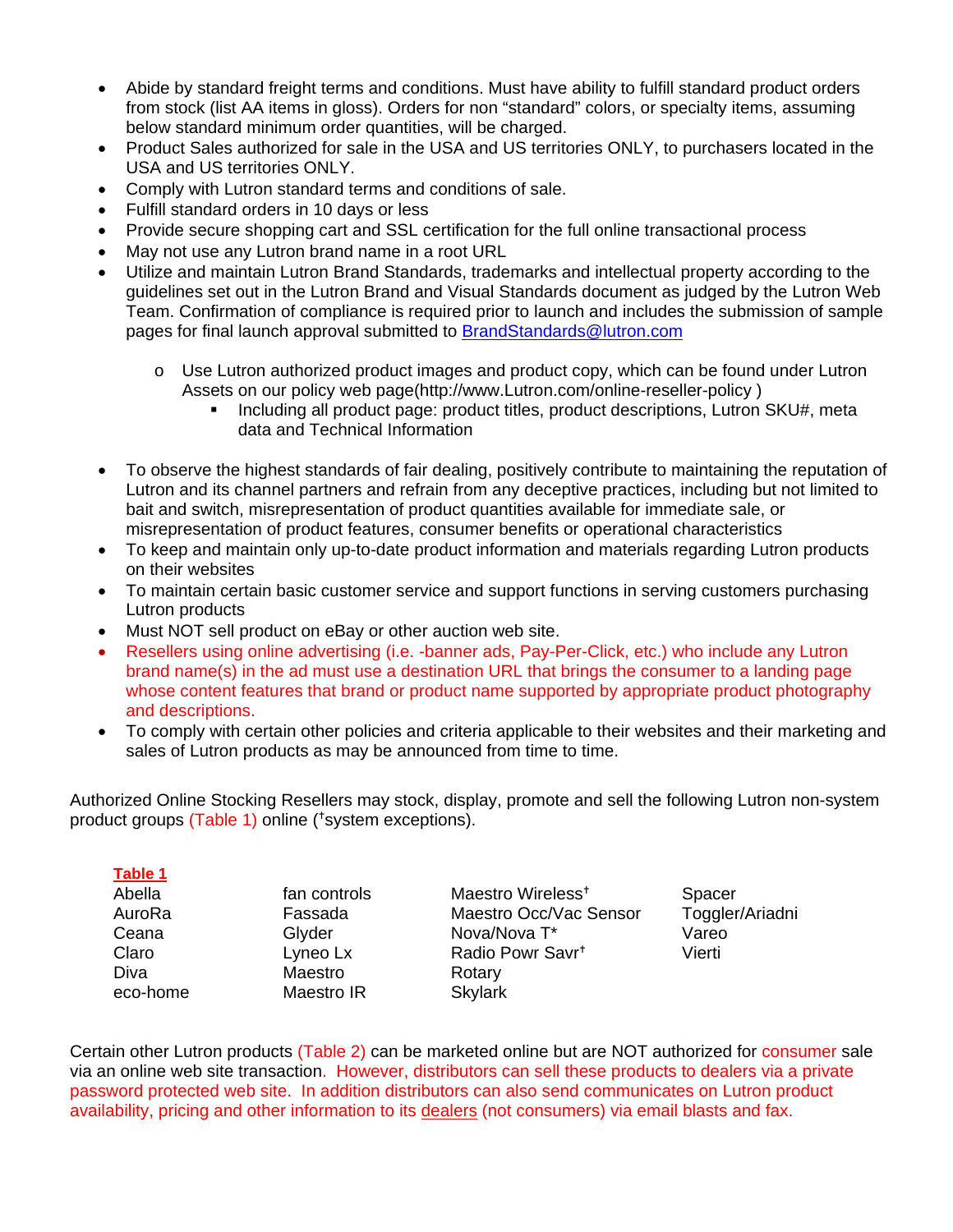- Abide by standard freight terms and conditions. Must have ability to fulfill standard product orders from stock (list AA items in gloss). Orders for non "standard" colors, or specialty items, assuming below standard minimum order quantities, will be charged.
- Product Sales authorized for sale in the USA and US territories ONLY, to purchasers located in the USA and US territories ONLY.
- Comply with Lutron standard terms and conditions of sale.
- Fulfill standard orders in 10 days or less
- Provide secure shopping cart and SSL certification for the full online transactional process
- May not use any Lutron brand name in a root URL
- Utilize and maintain Lutron Brand Standards, trademarks and intellectual property according to the guidelines set out in the Lutron Brand and Visual Standards document as judged by the Lutron Web Team. Confirmation of compliance is required prior to launch and includes the submission of sample pages for final launch approval submitted to BrandStandards@lutron.com
    - Use Lutron authorized product images and product copy, which can be found under Lutron Assets on our policy web page(http://www.Lutron.com/online-reseller-policy )
        - Including all product page: product titles, product descriptions, Lutron SKU#, meta data and Technical Information
- To observe the highest standards of fair dealing, positively contribute to maintaining the reputation of Lutron and its channel partners and refrain from any deceptive practices, including but not limited to bait and switch, misrepresentation of product quantities available for immediate sale, or misrepresentation of product features, consumer benefits or operational characteristics
- To keep and maintain only up-to-date product information and materials regarding Lutron products on their websites
- To maintain certain basic customer service and support functions in serving customers purchasing Lutron products
- Must NOT sell product on eBay or other auction web site.
- Resellers using online advertising (i.e. -banner ads, Pay-Per-Click, etc.) who include any Lutron brand name(s) in the ad must use a destination URL that brings the consumer to a landing page whose content features that brand or product name supported by appropriate product photography and descriptions.
- To comply with certain other policies and criteria applicable to their websites and their marketing and sales of Lutron products as may be announced from time to time.

Authorized Online Stocking Resellers may stock, display, promote and sell the following Lutron non-system product groups (Table 1) online (†system exceptions).

**Table 1**

| | | | |
|---|---|---|---|
| Abella | fan controls | Maestro Wireless† | Spacer |
| AuroRa | Fassada | Maestro Occ/Vac Sensor | Toggler/Ariadni |
| Ceana | Glyder | Nova/Nova T* | Vareo |
| Claro | Lyneo Lx | Radio Powr Savr† | Vierti |
| Diva | Maestro | Rotary | |
| eco-home | Maestro IR | Skylark | |

Certain other Lutron products (Table 2) can be marketed online but are NOT authorized for consumer sale via an online web site transaction. However, distributors can sell these products to dealers via a private password protected web site. In addition distributors can also send communicates on Lutron product availability, pricing and other information to its dealers (not consumers) via email blasts and fax.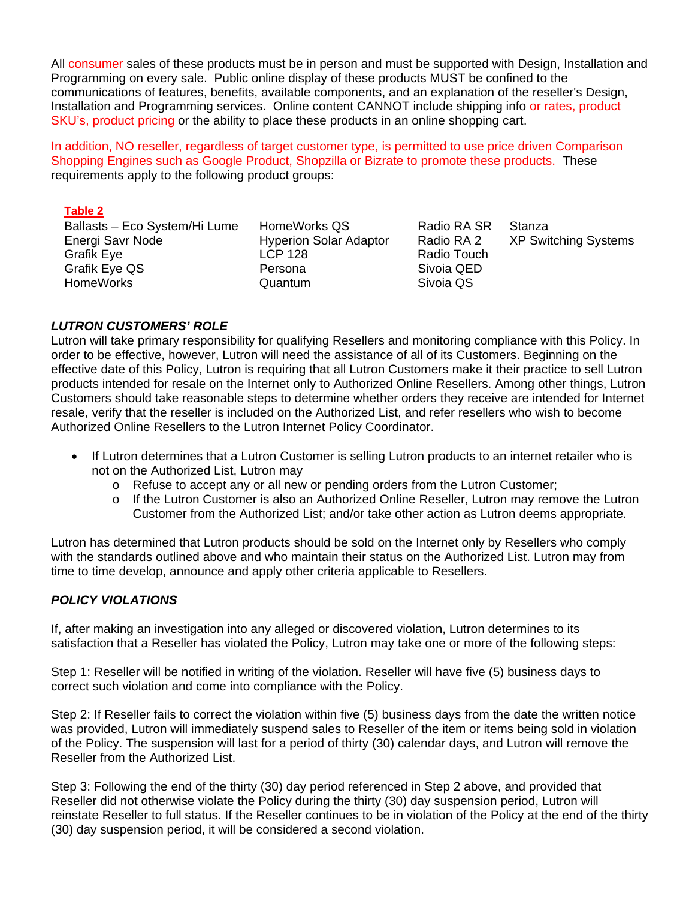All consumer sales of these products must be in person and must be supported with Design, Installation and Programming on every sale. Public online display of these products MUST be confined to the communications of features, benefits, available components, and an explanation of the reseller's Design, Installation and Programming services. Online content CANNOT include shipping info or rates, product SKU's, product pricing or the ability to place these products in an online shopping cart.

In addition, NO reseller, regardless of target customer type, is permitted to use price driven Comparison Shopping Engines such as Google Product, Shopzilla or Bizrate to promote these products. These requirements apply to the following product groups:

**Table 2**

| | | | |
|---|---|---|---|
| Ballasts – Eco System/Hi Lume | HomeWorks QS | Radio RA SR | Stanza |
| Energi Savr Node | Hyperion Solar Adaptor | Radio RA 2 | XP Switching Systems |
| Grafik Eye | LCP 128 | Radio Touch | |
| Grafik Eye QS | Persona | Sivoia QED | |
| HomeWorks | Quantum | Sivoia QS | |

***LUTRON CUSTOMERS' ROLE***

Lutron will take primary responsibility for qualifying Resellers and monitoring compliance with this Policy. In order to be effective, however, Lutron will need the assistance of all of its Customers. Beginning on the effective date of this Policy, Lutron is requiring that all Lutron Customers make it their practice to sell Lutron products intended for resale on the Internet only to Authorized Online Resellers. Among other things, Lutron Customers should take reasonable steps to determine whether orders they receive are intended for Internet resale, verify that the reseller is included on the Authorized List, and refer resellers who wish to become Authorized Online Resellers to the Lutron Internet Policy Coordinator.

- If Lutron determines that a Lutron Customer is selling Lutron products to an internet retailer who is not on the Authorized List, Lutron may
  - Refuse to accept any or all new or pending orders from the Lutron Customer;
  - If the Lutron Customer is also an Authorized Online Reseller, Lutron may remove the Lutron Customer from the Authorized List; and/or take other action as Lutron deems appropriate.

Lutron has determined that Lutron products should be sold on the Internet only by Resellers who comply with the standards outlined above and who maintain their status on the Authorized List. Lutron may from time to time develop, announce and apply other criteria applicable to Resellers.

***POLICY VIOLATIONS***

If, after making an investigation into any alleged or discovered violation, Lutron determines to its satisfaction that a Reseller has violated the Policy, Lutron may take one or more of the following steps:

Step 1: Reseller will be notified in writing of the violation. Reseller will have five (5) business days to correct such violation and come into compliance with the Policy.

Step 2: If Reseller fails to correct the violation within five (5) business days from the date the written notice was provided, Lutron will immediately suspend sales to Reseller of the item or items being sold in violation of the Policy. The suspension will last for a period of thirty (30) calendar days, and Lutron will remove the Reseller from the Authorized List.

Step 3: Following the end of the thirty (30) day period referenced in Step 2 above, and provided that Reseller did not otherwise violate the Policy during the thirty (30) day suspension period, Lutron will reinstate Reseller to full status. If the Reseller continues to be in violation of the Policy at the end of the thirty (30) day suspension period, it will be considered a second violation.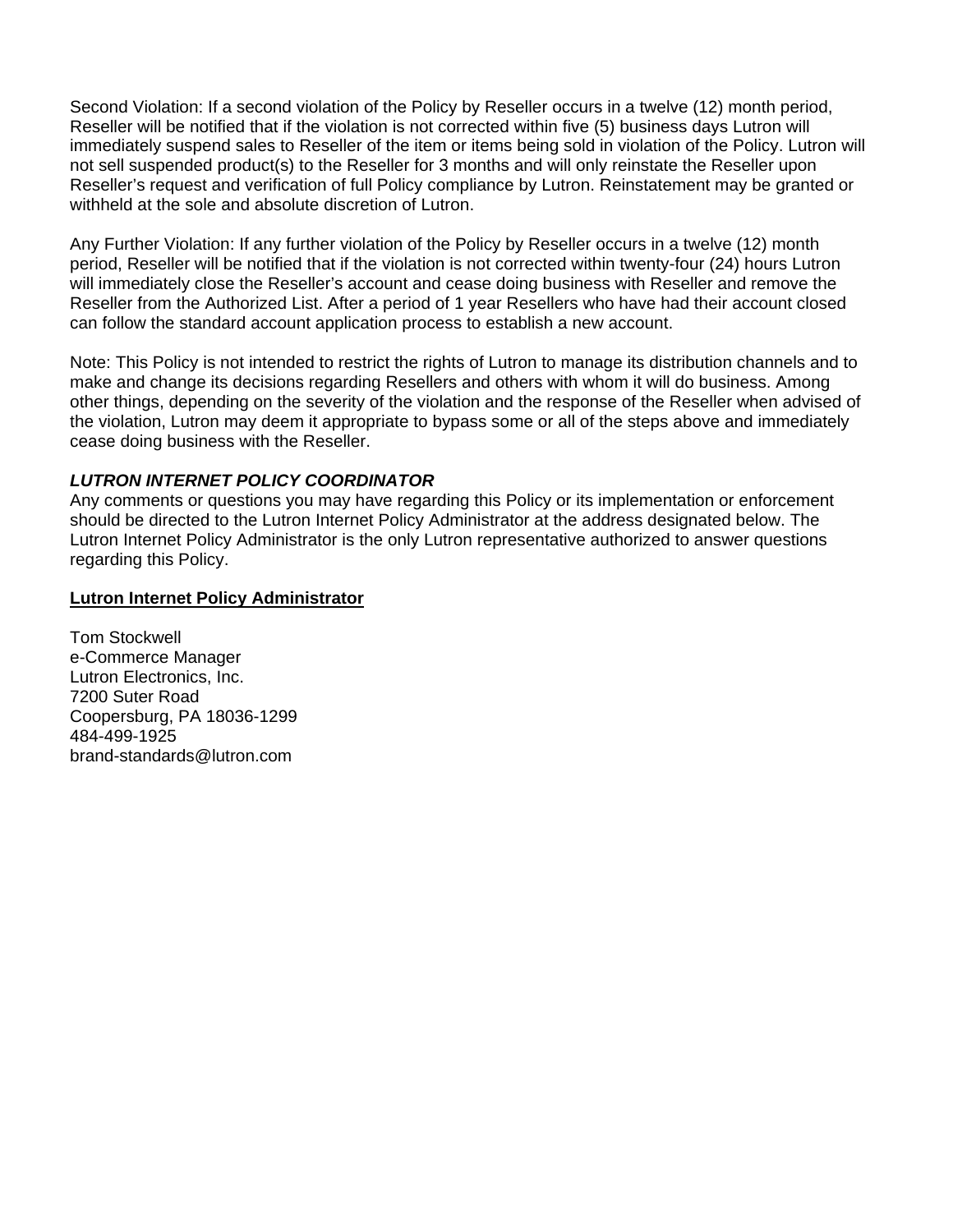Second Violation: If a second violation of the Policy by Reseller occurs in a twelve (12) month period, Reseller will be notified that if the violation is not corrected within five (5) business days Lutron will immediately suspend sales to Reseller of the item or items being sold in violation of the Policy. Lutron will not sell suspended product(s) to the Reseller for 3 months and will only reinstate the Reseller upon Reseller's request and verification of full Policy compliance by Lutron. Reinstatement may be granted or withheld at the sole and absolute discretion of Lutron.

Any Further Violation: If any further violation of the Policy by Reseller occurs in a twelve (12) month period, Reseller will be notified that if the violation is not corrected within twenty-four (24) hours Lutron will immediately close the Reseller's account and cease doing business with Reseller and remove the Reseller from the Authorized List. After a period of 1 year Resellers who have had their account closed can follow the standard account application process to establish a new account.

Note: This Policy is not intended to restrict the rights of Lutron to manage its distribution channels and to make and change its decisions regarding Resellers and others with whom it will do business. Among other things, depending on the severity of the violation and the response of the Reseller when advised of the violation, Lutron may deem it appropriate to bypass some or all of the steps above and immediately cease doing business with the Reseller.

***LUTRON INTERNET POLICY COORDINATOR***

Any comments or questions you may have regarding this Policy or its implementation or enforcement should be directed to the Lutron Internet Policy Administrator at the address designated below. The Lutron Internet Policy Administrator is the only Lutron representative authorized to answer questions regarding this Policy.

**Lutron Internet Policy Administrator**

Tom Stockwell
e-Commerce Manager
Lutron Electronics, Inc.
7200 Suter Road
Coopersburg, PA 18036-1299
484-499-1925
brand-standards@lutron.com